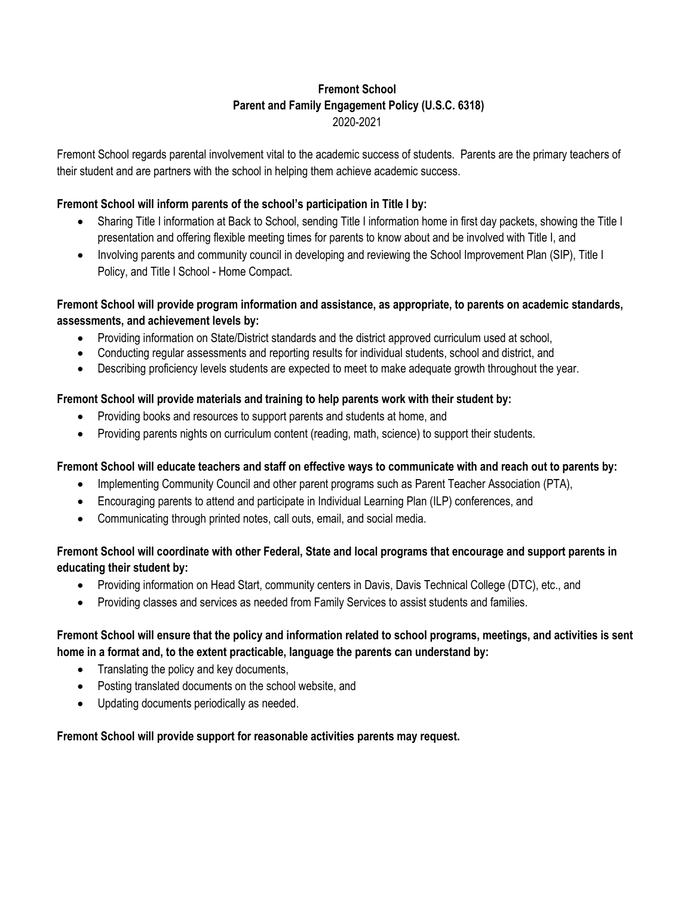# Fremont School
## Parent and Family Engagement Policy (U.S.C. 6318)
2020-2021

Fremont School regards parental involvement vital to the academic success of students. Parents are the primary teachers of their student and are partners with the school in helping them achieve academic success.

**Fremont School will inform parents of the school's participation in Title I by:**

- Sharing Title I information at Back to School, sending Title I information home in first day packets, showing the Title I presentation and offering flexible meeting times for parents to know about and be involved with Title I, and
- Involving parents and community council in developing and reviewing the School Improvement Plan (SIP), Title I Policy, and Title I School - Home Compact.

**Fremont School will provide program information and assistance, as appropriate, to parents on academic standards, assessments, and achievement levels by:**

- Providing information on State/District standards and the district approved curriculum used at school,
- Conducting regular assessments and reporting results for individual students, school and district, and
- Describing proficiency levels students are expected to meet to make adequate growth throughout the year.

**Fremont School will provide materials and training to help parents work with their student by:**

- Providing books and resources to support parents and students at home, and
- Providing parents nights on curriculum content (reading, math, science) to support their students.

**Fremont School will educate teachers and staff on effective ways to communicate with and reach out to parents by:**

- Implementing Community Council and other parent programs such as Parent Teacher Association (PTA),
- Encouraging parents to attend and participate in Individual Learning Plan (ILP) conferences, and
- Communicating through printed notes, call outs, email, and social media.

**Fremont School will coordinate with other Federal, State and local programs that encourage and support parents in educating their student by:**

- Providing information on Head Start, community centers in Davis, Davis Technical College (DTC), etc., and
- Providing classes and services as needed from Family Services to assist students and families.

**Fremont School will ensure that the policy and information related to school programs, meetings, and activities is sent home in a format and, to the extent practicable, language the parents can understand by:**

- Translating the policy and key documents,
- Posting translated documents on the school website, and
- Updating documents periodically as needed.

**Fremont School will provide support for reasonable activities parents may request.**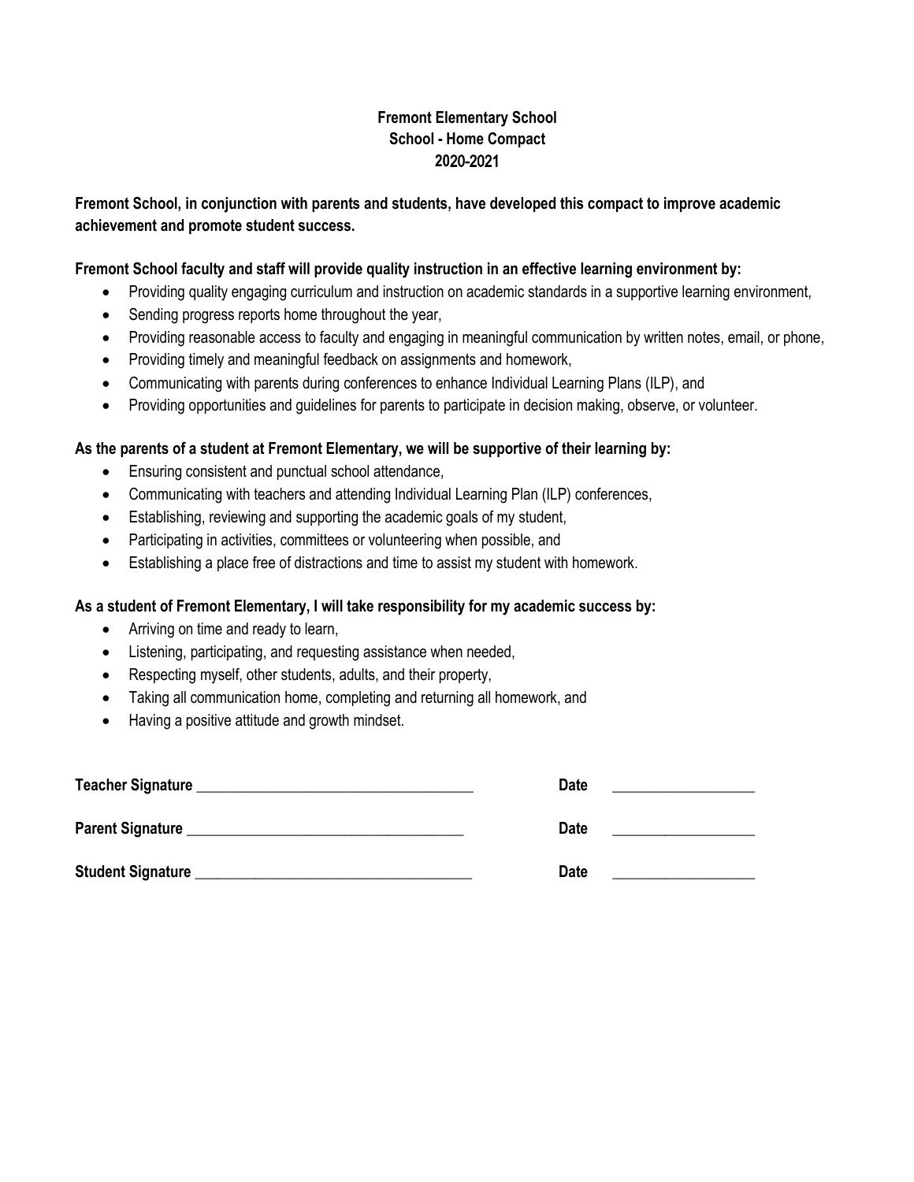**Fremont Elementary School**
**School - Home Compact**
**2020-2021**

**Fremont School, in conjunction with parents and students, have developed this compact to improve academic achievement and promote student success.**

**Fremont School faculty and staff will provide quality instruction in an effective learning environment by:**

- Providing quality engaging curriculum and instruction on academic standards in a supportive learning environment,
- Sending progress reports home throughout the year,
- Providing reasonable access to faculty and engaging in meaningful communication by written notes, email, or phone,
- Providing timely and meaningful feedback on assignments and homework,
- Communicating with parents during conferences to enhance Individual Learning Plans (ILP), and
- Providing opportunities and guidelines for parents to participate in decision making, observe, or volunteer.

**As the parents of a student at Fremont Elementary, we will be supportive of their learning by:**

- Ensuring consistent and punctual school attendance,
- Communicating with teachers and attending Individual Learning Plan (ILP) conferences,
- Establishing, reviewing and supporting the academic goals of my student,
- Participating in activities, committees or volunteering when possible, and
- Establishing a place free of distractions and time to assist my student with homework.

**As a student of Fremont Elementary, I will take responsibility for my academic success by:**

- Arriving on time and ready to learn,
- Listening, participating, and requesting assistance when needed,
- Respecting myself, other students, adults, and their property,
- Taking all communication home, completing and returning all homework, and
- Having a positive attitude and growth mindset.

**Teacher Signature** ___________________________________ **Date** __________________

**Parent Signature** ___________________________________ **Date** __________________

**Student Signature** ___________________________________ **Date** __________________